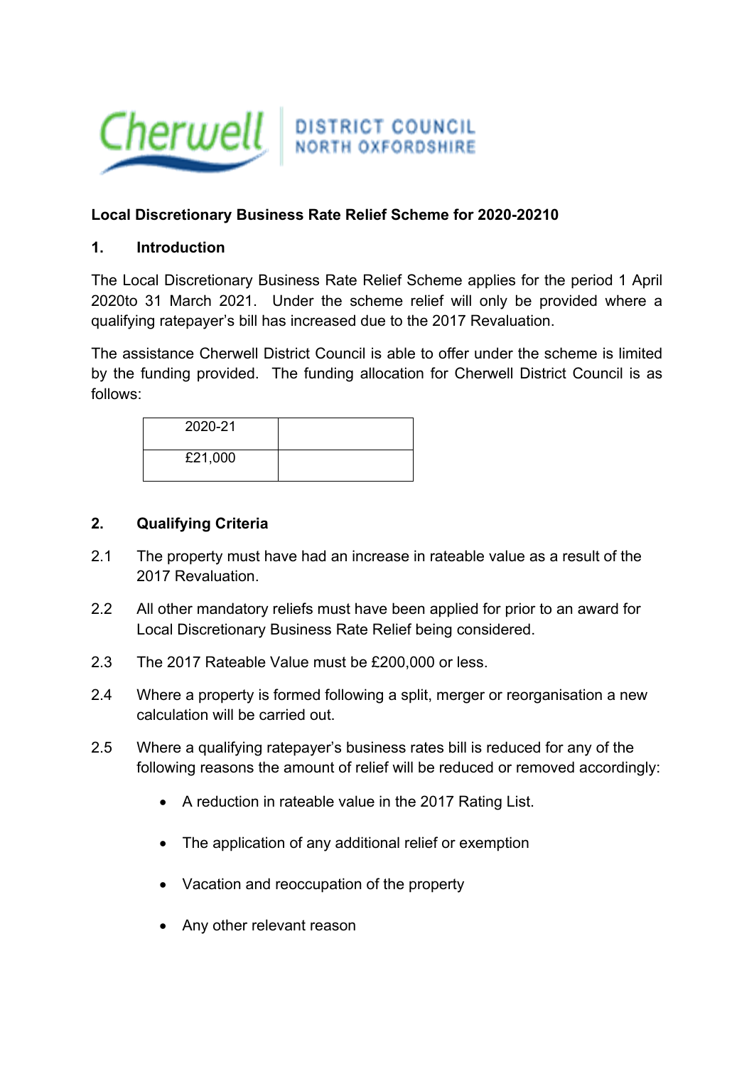**Local Discretionary Business Rate Relief Scheme for 2020-20210**

## 1. Introduction

The Local Discretionary Business Rate Relief Scheme applies for the period 1 April 2020to 31 March 2021. Under the scheme relief will only be provided where a qualifying ratepayer's bill has increased due to the 2017 Revaluation.

The assistance Cherwell District Council is able to offer under the scheme is limited by the funding provided. The funding allocation for Cherwell District Council is as follows:

| 2020-21 | |
|---|---|
| £21,000 | |

## 2. Qualifying Criteria

2.1 The property must have had an increase in rateable value as a result of the 2017 Revaluation.

2.2 All other mandatory reliefs must have been applied for prior to an award for Local Discretionary Business Rate Relief being considered.

2.3 The 2017 Rateable Value must be £200,000 or less.

2.4 Where a property is formed following a split, merger or reorganisation a new calculation will be carried out.

2.5 Where a qualifying ratepayer's business rates bill is reduced for any of the following reasons the amount of relief will be reduced or removed accordingly:

- A reduction in rateable value in the 2017 Rating List.
- The application of any additional relief or exemption
- Vacation and reoccupation of the property
- Any other relevant reason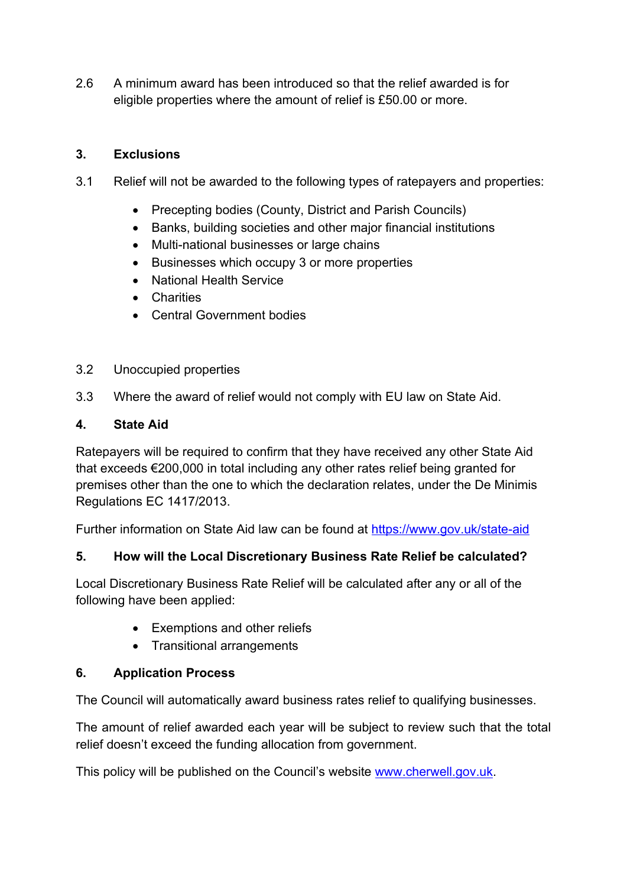2.6 A minimum award has been introduced so that the relief awarded is for eligible properties where the amount of relief is £50.00 or more.

## 3. Exclusions

3.1 Relief will not be awarded to the following types of ratepayers and properties:

- Precepting bodies (County, District and Parish Councils)
- Banks, building societies and other major financial institutions
- Multi-national businesses or large chains
- Businesses which occupy 3 or more properties
- National Health Service
- Charities
- Central Government bodies

3.2 Unoccupied properties

3.3 Where the award of relief would not comply with EU law on State Aid.

## 4. State Aid

Ratepayers will be required to confirm that they have received any other State Aid that exceeds €200,000 in total including any other rates relief being granted for premises other than the one to which the declaration relates, under the De Minimis Regulations EC 1417/2013.

Further information on State Aid law can be found at [https://www.gov.uk/state-aid](https://www.gov.uk/state-aid)

## 5. How will the Local Discretionary Business Rate Relief be calculated?

Local Discretionary Business Rate Relief will be calculated after any or all of the following have been applied:

- Exemptions and other reliefs
- Transitional arrangements

## 6. Application Process

The Council will automatically award business rates relief to qualifying businesses.

The amount of relief awarded each year will be subject to review such that the total relief doesn't exceed the funding allocation from government.

This policy will be published on the Council's website [www.cherwell.gov.uk](http://www.cherwell.gov.uk).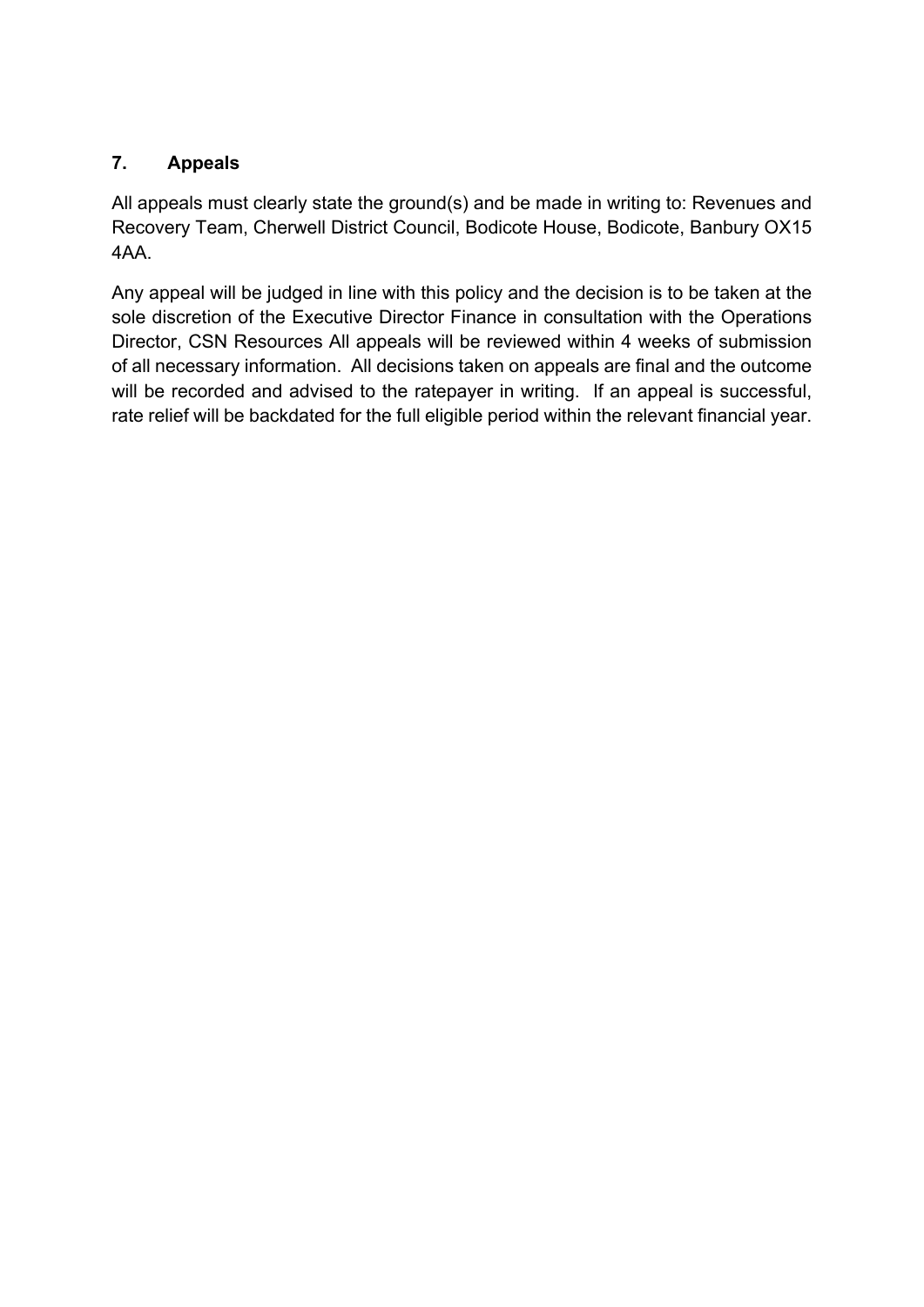## 7. Appeals

All appeals must clearly state the ground(s) and be made in writing to: Revenues and Recovery Team, Cherwell District Council, Bodicote House, Bodicote, Banbury OX15 4AA.

Any appeal will be judged in line with this policy and the decision is to be taken at the sole discretion of the Executive Director Finance in consultation with the Operations Director, CSN Resources All appeals will be reviewed within 4 weeks of submission of all necessary information. All decisions taken on appeals are final and the outcome will be recorded and advised to the ratepayer in writing. If an appeal is successful, rate relief will be backdated for the full eligible period within the relevant financial year.